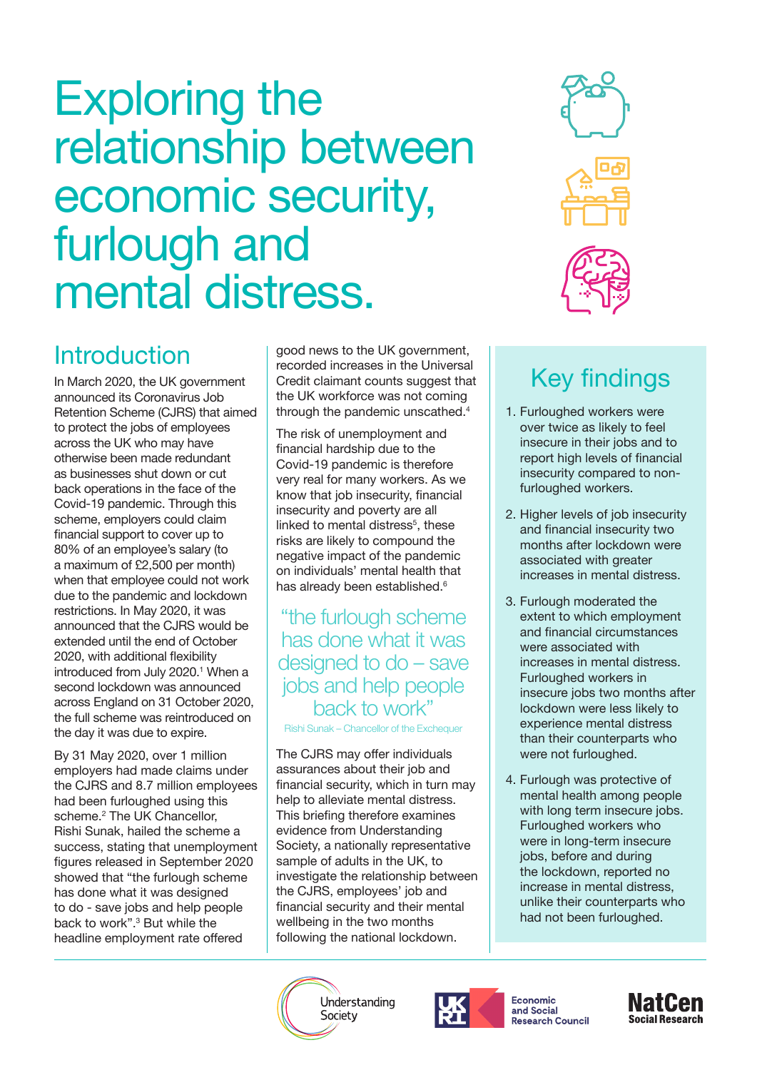# Exploring the relationship between economic security, furlough and mental distress.

## Introduction

In March 2020, the UK government announced its Coronavirus Job Retention Scheme (CJRS) that aimed to protect the jobs of employees across the UK who may have otherwise been made redundant as businesses shut down or cut back operations in the face of the Covid-19 pandemic. Through this scheme, employers could claim financial support to cover up to 80% of an employee's salary (to a maximum of £2,500 per month) when that employee could not work due to the pandemic and lockdown restrictions. In May 2020, it was announced that the CJRS would be extended until the end of October 2020, with additional flexibility introduced from July 2020.[1] When a second lockdown was announced across England on 31 October 2020, the full scheme was reintroduced on the day it was due to expire.

By 31 May 2020, over 1 million employers had made claims under the CJRS and 8.7 million employees had been furloughed using this scheme.[2] The UK Chancellor, Rishi Sunak, hailed the scheme a success, stating that unemployment figures released in September 2020 showed that "the furlough scheme has done what it was designed to do - save jobs and help people back to work".[3] But while the headline employment rate offered good news to the UK government, recorded increases in the Universal Credit claimant counts suggest that the UK workforce was not coming through the pandemic unscathed.[4]

The risk of unemployment and financial hardship due to the Covid-19 pandemic is therefore very real for many workers. As we know that job insecurity, financial insecurity and poverty are all linked to mental distress[5], these risks are likely to compound the negative impact of the pandemic on individuals' mental health that has already been established.[6]

> "the furlough scheme has done what it was designed to do – save jobs and help people back to work"
>
> Rishi Sunak – Chancellor of the Exchequer

The CJRS may offer individuals assurances about their job and financial security, which in turn may help to alleviate mental distress. This briefing therefore examines evidence from Understanding Society, a nationally representative sample of adults in the UK, to investigate the relationship between the CJRS, employees' job and financial security and their mental wellbeing in the two months following the national lockdown.

## Key findings

1. Furloughed workers were over twice as likely to feel insecure in their jobs and to report high levels of financial insecurity compared to non-furloughed workers.
2. Higher levels of job insecurity and financial insecurity two months after lockdown were associated with greater increases in mental distress.
3. Furlough moderated the extent to which employment and financial circumstances were associated with increases in mental distress. Furloughed workers in insecure jobs two months after lockdown were less likely to experience mental distress than their counterparts who were not furloughed.
4. Furlough was protective of mental health among people with long term insecure jobs. Furloughed workers who were in long-term insecure jobs, before and during the lockdown, reported no increase in mental distress, unlike their counterparts who had not been furloughed.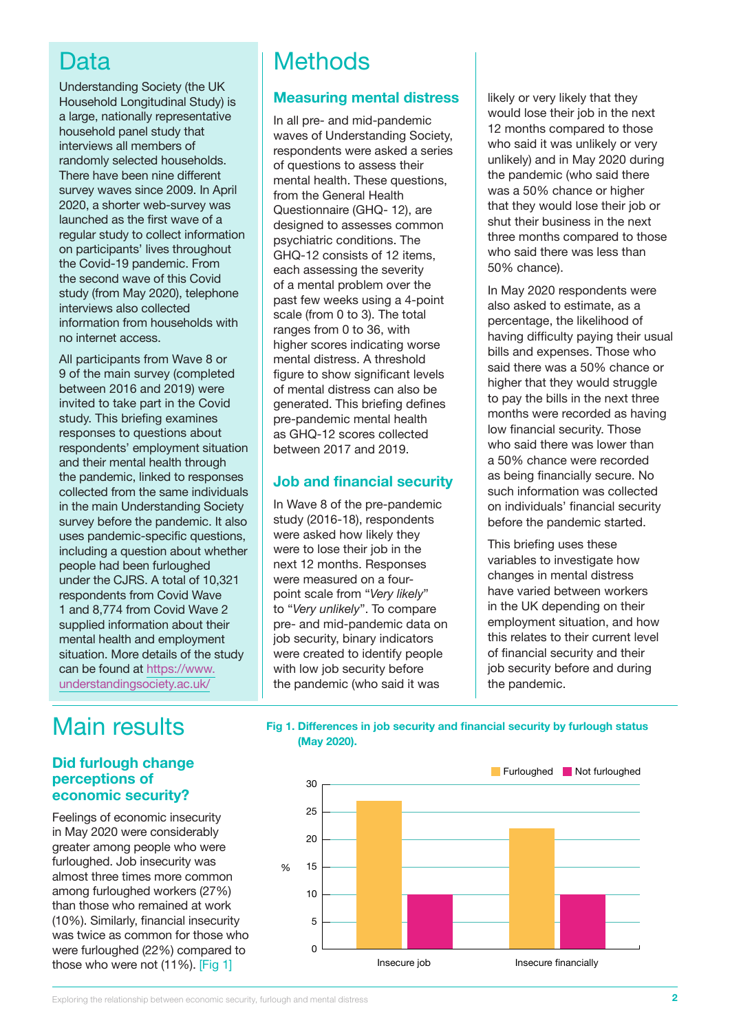## Data

Understanding Society (the UK Household Longitudinal Study) is a large, nationally representative household panel study that interviews all members of randomly selected households. There have been nine different survey waves since 2009. In April 2020, a shorter web-survey was launched as the first wave of a regular study to collect information on participants' lives throughout the Covid-19 pandemic. From the second wave of this Covid study (from May 2020), telephone interviews also collected information from households with no internet access.

All participants from Wave 8 or 9 of the main survey (completed between 2016 and 2019) were invited to take part in the Covid study. This briefing examines responses to questions about respondents' employment situation and their mental health through the pandemic, linked to responses collected from the same individuals in the main Understanding Society survey before the pandemic. It also uses pandemic-specific questions, including a question about whether people had been furloughed under the CJRS. A total of 10,321 respondents from Covid Wave 1 and 8,774 from Covid Wave 2 supplied information about their mental health and employment situation. More details of the study can be found at https://www.understandingsociety.ac.uk/

## Methods

### Measuring mental distress

In all pre- and mid-pandemic waves of Understanding Society, respondents were asked a series of questions to assess their mental health. These questions, from the General Health Questionnaire (GHQ- 12), are designed to assesses common psychiatric conditions. The GHQ-12 consists of 12 items, each assessing the severity of a mental problem over the past few weeks using a 4-point scale (from 0 to 3). The total ranges from 0 to 36, with higher scores indicating worse mental distress. A threshold figure to show significant levels of mental distress can also be generated. This briefing defines pre-pandemic mental health as GHQ-12 scores collected between 2017 and 2019.

### Job and financial security

In Wave 8 of the pre-pandemic study (2016-18), respondents were asked how likely they were to lose their job in the next 12 months. Responses were measured on a four-point scale from "*Very likely*" to "*Very unlikely*". To compare pre- and mid-pandemic data on job security, binary indicators were created to identify people with low job security before the pandemic (who said it was likely or very likely that they would lose their job in the next 12 months compared to those who said it was unlikely or very unlikely) and in May 2020 during the pandemic (who said there was a 50% chance or higher that they would lose their job or shut their business in the next three months compared to those who said there was less than 50% chance).

In May 2020 respondents were also asked to estimate, as a percentage, the likelihood of having difficulty paying their usual bills and expenses. Those who said there was a 50% chance or higher that they would struggle to pay the bills in the next three months were recorded as having low financial security. Those who said there was lower than a 50% chance were recorded as being financially secure. No such information was collected on individuals' financial security before the pandemic started.

This briefing uses these variables to investigate how changes in mental distress have varied between workers in the UK depending on their employment situation, and how this relates to their current level of financial security and their job security before and during the pandemic.

## Main results

### Did furlough change perceptions of economic security?

Feelings of economic insecurity in May 2020 were considerably greater among people who were furloughed. Job insecurity was almost three times more common among furloughed workers (27%) than those who remained at work (10%). Similarly, financial insecurity was twice as common for those who were furloughed (22%) compared to those who were not (11%). [Fig 1]

**Fig 1. Differences in job security and financial security by furlough status (May 2020).**

| % | Furloughed | Not furloughed |
|---|---|---|
| Insecure job | 27 | 10 |
| Insecure financially | 22 | 10 |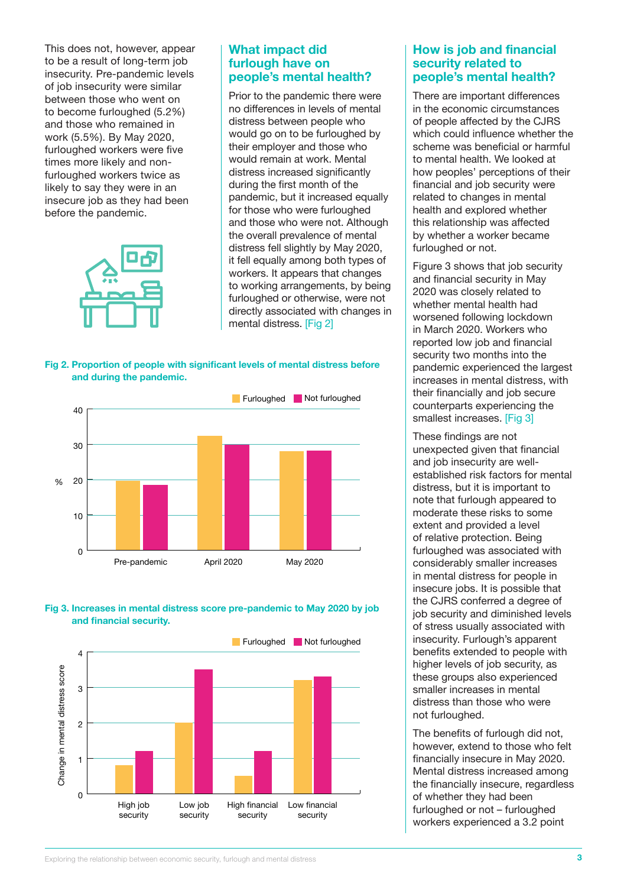This does not, however, appear to be a result of long-term job insecurity. Pre-pandemic levels of job insecurity were similar between those who went on to become furloughed (5.2%) and those who remained in work (5.5%). By May 2020, furloughed workers were five times more likely and non-furloughed workers twice as likely to say they were in an insecure job as they had been before the pandemic.

## What impact did furlough have on people's mental health?

Prior to the pandemic there were no differences in levels of mental distress between people who would go on to be furloughed by their employer and those who would remain at work. Mental distress increased significantly during the first month of the pandemic, but it increased equally for those who were furloughed and those who were not. Although the overall prevalence of mental distress fell slightly by May 2020, it fell equally among both types of workers. It appears that changes to working arrangements, by being furloughed or otherwise, were not directly associated with changes in mental distress. [Fig 2]

**Fig 2. Proportion of people with significant levels of mental distress before and during the pandemic.**

**Fig 3. Increases in mental distress score pre-pandemic to May 2020 by job and financial security.**

## How is job and financial security related to people's mental health?

There are important differences in the economic circumstances of people affected by the CJRS which could influence whether the scheme was beneficial or harmful to mental health. We looked at how peoples' perceptions of their financial and job security were related to changes in mental health and explored whether this relationship was affected by whether a worker became furloughed or not.

Figure 3 shows that job security and financial security in May 2020 was closely related to whether mental health had worsened following lockdown in March 2020. Workers who reported low job and financial security two months into the pandemic experienced the largest increases in mental distress, with their financially and job secure counterparts experiencing the smallest increases. [Fig 3]

These findings are not unexpected given that financial and job insecurity are well-established risk factors for mental distress, but it is important to note that furlough appeared to moderate these risks to some extent and provided a level of relative protection. Being furloughed was associated with considerably smaller increases in mental distress for people in insecure jobs. It is possible that the CJRS conferred a degree of job security and diminished levels of stress usually associated with insecurity. Furlough's apparent benefits extended to people with higher levels of job security, as these groups also experienced smaller increases in mental distress than those who were not furloughed.

The benefits of furlough did not, however, extend to those who felt financially insecure in May 2020. Mental distress increased among the financially insecure, regardless of whether they had been furloughed or not – furloughed workers experienced a 3.2 point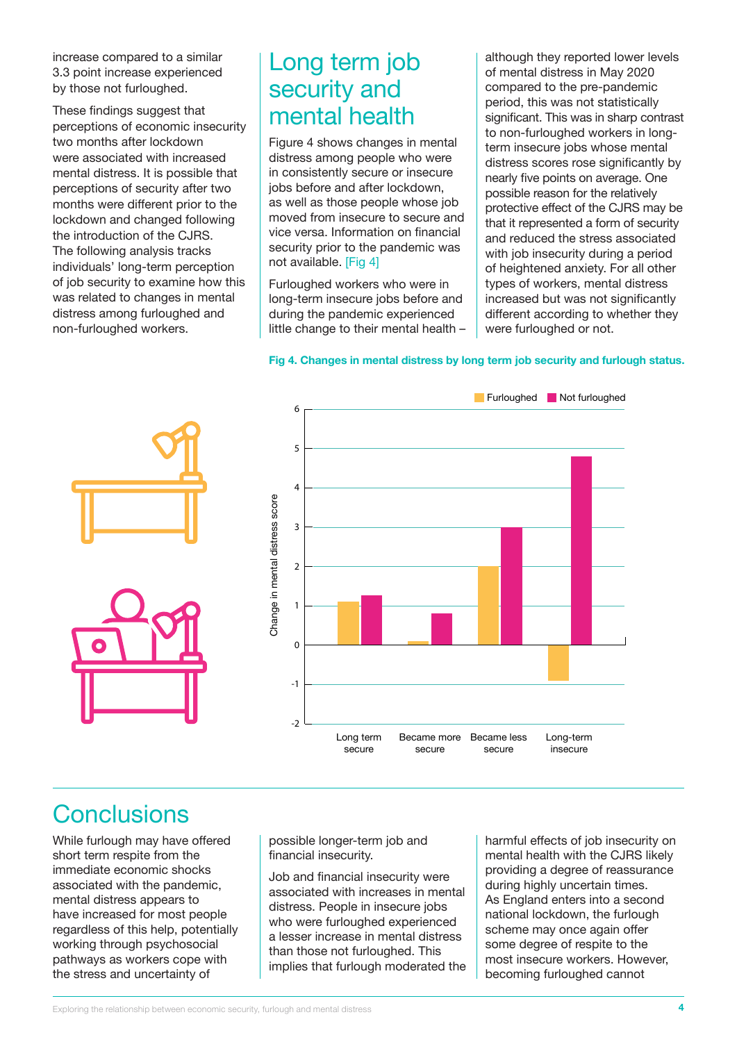increase compared to a similar 3.3 point increase experienced by those not furloughed.

These findings suggest that perceptions of economic insecurity two months after lockdown were associated with increased mental distress. It is possible that perceptions of security after two months were different prior to the lockdown and changed following the introduction of the CJRS. The following analysis tracks individuals' long-term perception of job security to examine how this was related to changes in mental distress among furloughed and non-furloughed workers.

## Long term job security and mental health

Figure 4 shows changes in mental distress among people who were in consistently secure or insecure jobs before and after lockdown, as well as those people whose job moved from insecure to secure and vice versa. Information on financial security prior to the pandemic was not available. [Fig 4]

Furloughed workers who were in long-term insecure jobs before and during the pandemic experienced little change to their mental health – although they reported lower levels of mental distress in May 2020 compared to the pre-pandemic period, this was not statistically significant. This was in sharp contrast to non-furloughed workers in long-term insecure jobs whose mental distress scores rose significantly by nearly five points on average. One possible reason for the relatively protective effect of the CJRS may be that it represented a form of security and reduced the stress associated with job insecurity during a period of heightened anxiety. For all other types of workers, mental distress increased but was not significantly different according to whether they were furloughed or not.

**Fig 4. Changes in mental distress by long term job security and furlough status.**

## Conclusions

While furlough may have offered short term respite from the immediate economic shocks associated with the pandemic, mental distress appears to have increased for most people regardless of this help, potentially working through psychosocial pathways as workers cope with the stress and uncertainty of possible longer-term job and financial insecurity.

Job and financial insecurity were associated with increases in mental distress. People in insecure jobs who were furloughed experienced a lesser increase in mental distress than those not furloughed. This implies that furlough moderated the harmful effects of job insecurity on mental health with the CJRS likely providing a degree of reassurance during highly uncertain times. As England enters into a second national lockdown, the furlough scheme may once again offer some degree of respite to the most insecure workers. However, becoming furloughed cannot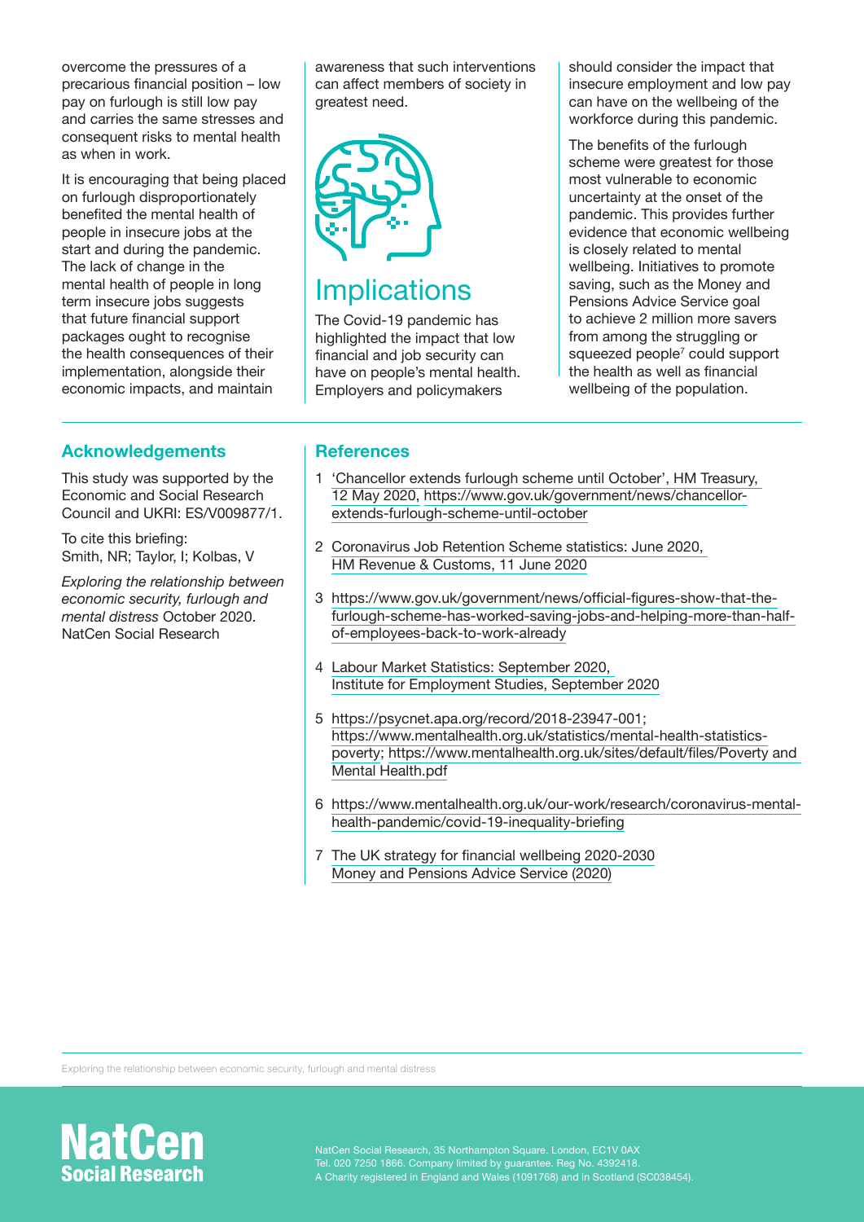overcome the pressures of a precarious financial position – low pay on furlough is still low pay and carries the same stresses and consequent risks to mental health as when in work.

It is encouraging that being placed on furlough disproportionately benefited the mental health of people in insecure jobs at the start and during the pandemic. The lack of change in the mental health of people in long term insecure jobs suggests that future financial support packages ought to recognise the health consequences of their implementation, alongside their economic impacts, and maintain awareness that such interventions can affect members of society in greatest need.

## Implications

The Covid-19 pandemic has highlighted the impact that low financial and job security can have on people's mental health. Employers and policymakers should consider the impact that insecure employment and low pay can have on the wellbeing of the workforce during this pandemic.

The benefits of the furlough scheme were greatest for those most vulnerable to economic uncertainty at the onset of the pandemic. This provides further evidence that economic wellbeing is closely related to mental wellbeing. Initiatives to promote saving, such as the Money and Pensions Advice Service goal to achieve 2 million more savers from among the struggling or squeezed people[7] could support the health as well as financial wellbeing of the population.

## Acknowledgements

This study was supported by the Economic and Social Research Council and UKRI: ES/V009877/1.

To cite this briefing:
Smith, NR; Taylor, I; Kolbas, V

*Exploring the relationship between economic security, furlough and mental distress* October 2020. NatCen Social Research

## References

1. 'Chancellor extends furlough scheme until October', HM Treasury, 12 May 2020, https://www.gov.uk/government/news/chancellor-extends-furlough-scheme-until-october
2. Coronavirus Job Retention Scheme statistics: June 2020, HM Revenue & Customs, 11 June 2020
3. https://www.gov.uk/government/news/official-figures-show-that-the-furlough-scheme-has-worked-saving-jobs-and-helping-more-than-half-of-employees-back-to-work-already
4. Labour Market Statistics: September 2020, Institute for Employment Studies, September 2020
5. https://psycnet.apa.org/record/2018-23947-001; https://www.mentalhealth.org.uk/statistics/mental-health-statistics-poverty; https://www.mentalhealth.org.uk/sites/default/files/Poverty and Mental Health.pdf
6. https://www.mentalhealth.org.uk/our-work/research/coronavirus-mental-health-pandemic/covid-19-inequality-briefing
7. The UK strategy for financial wellbeing 2020-2030 Money and Pensions Advice Service (2020)

NatCen Social Research

NatCen Social Research, 35 Northampton Square. London, EC1V 0AX
Tel. 020 7250 1866. Company limited by guarantee. Reg No. 4392418.
A Charity registered in England and Wales (1091768) and in Scotland (SC038454).